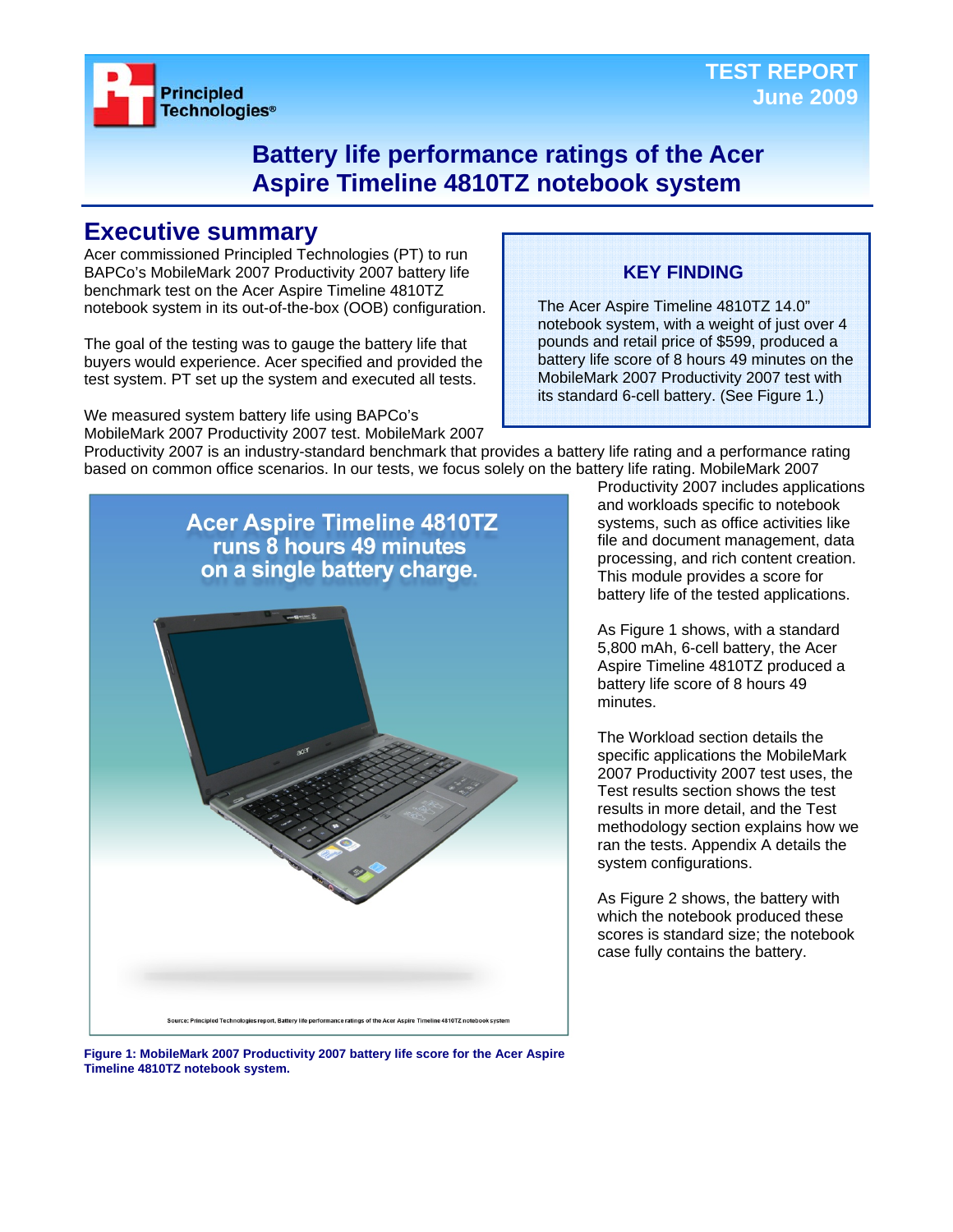TEST REPORT
June 2009

# Battery life performance ratings of the Acer Aspire Timeline 4810TZ notebook system

## Executive summary

Acer commissioned Principled Technologies (PT) to run BAPCo's MobileMark 2007 Productivity 2007 battery life benchmark test on the Acer Aspire Timeline 4810TZ notebook system in its out-of-the-box (OOB) configuration.

The goal of the testing was to gauge the battery life that buyers would experience. Acer specified and provided the test system. PT set up the system and executed all tests.

We measured system battery life using BAPCo's MobileMark 2007 Productivity 2007 test. MobileMark 2007 Productivity 2007 is an industry-standard benchmark that provides a battery life rating and a performance rating based on common office scenarios. In our tests, we focus solely on the battery life rating. MobileMark 2007 Productivity 2007 includes applications and workloads specific to notebook systems, such as office activities like file and document management, data processing, and rich content creation. This module provides a score for battery life of the tested applications.

> **KEY FINDING**
>
> The Acer Aspire Timeline 4810TZ 14.0" notebook system, with a weight of just over 4 pounds and retail price of $599, produced a battery life score of 8 hours 49 minutes on the MobileMark 2007 Productivity 2007 test with its standard 6-cell battery. (See Figure 1.)

Acer Aspire Timeline 4810TZ runs 8 hours 49 minutes on a single battery charge.

Source: Principled Technologies report, Battery life performance ratings of the Acer Aspire Timeline 4810TZ notebook system

**Figure 1: MobileMark 2007 Productivity 2007 battery life score for the Acer Aspire Timeline 4810TZ notebook system.**

As Figure 1 shows, with a standard 5,800 mAh, 6-cell battery, the Acer Aspire Timeline 4810TZ produced a battery life score of 8 hours 49 minutes.

The Workload section details the specific applications the MobileMark 2007 Productivity 2007 test uses, the Test results section shows the test results in more detail, and the Test methodology section explains how we ran the tests. Appendix A details the system configurations.

As Figure 2 shows, the battery with which the notebook produced these scores is standard size; the notebook case fully contains the battery.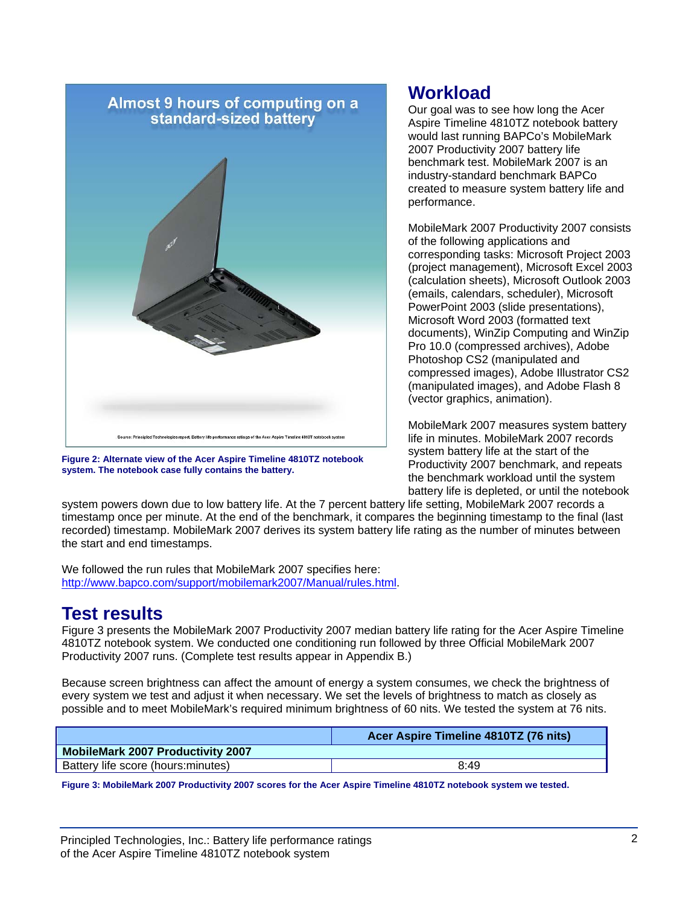Figure 2: Alternate view of the Acer Aspire Timeline 4810TZ notebook system. The notebook case fully contains the battery.

## Workload

Our goal was to see how long the Acer Aspire Timeline 4810TZ notebook battery would last running BAPCo's MobileMark 2007 Productivity 2007 battery life benchmark test. MobileMark 2007 is an industry-standard benchmark BAPCo created to measure system battery life and performance.

MobileMark 2007 Productivity 2007 consists of the following applications and corresponding tasks: Microsoft Project 2003 (project management), Microsoft Excel 2003 (calculation sheets), Microsoft Outlook 2003 (emails, calendars, scheduler), Microsoft PowerPoint 2003 (slide presentations), Microsoft Word 2003 (formatted text documents), WinZip Computing and WinZip Pro 10.0 (compressed archives), Adobe Photoshop CS2 (manipulated and compressed images), Adobe Illustrator CS2 (manipulated images), and Adobe Flash 8 (vector graphics, animation).

MobileMark 2007 measures system battery life in minutes. MobileMark 2007 records system battery life at the start of the Productivity 2007 benchmark, and repeats the benchmark workload until the system battery life is depleted, or until the notebook system powers down due to low battery life. At the 7 percent battery life setting, MobileMark 2007 records a timestamp once per minute. At the end of the benchmark, it compares the beginning timestamp to the final (last recorded) timestamp. MobileMark 2007 derives its system battery life rating as the number of minutes between the start and end timestamps.

We followed the run rules that MobileMark 2007 specifies here: http://www.bapco.com/support/mobilemark2007/Manual/rules.html.

## Test results

Figure 3 presents the MobileMark 2007 Productivity 2007 median battery life rating for the Acer Aspire Timeline 4810TZ notebook system. We conducted one conditioning run followed by three Official MobileMark 2007 Productivity 2007 runs. (Complete test results appear in Appendix B.)

Because screen brightness can affect the amount of energy a system consumes, we check the brightness of every system we test and adjust it when necessary. We set the levels of brightness to match as closely as possible and to meet MobileMark's required minimum brightness of 60 nits. We tested the system at 76 nits.

| | Acer Aspire Timeline 4810TZ (76 nits) |
|---|---|
| **MobileMark 2007 Productivity 2007** | |
| Battery life score (hours:minutes) | 8:49 |

Figure 3: MobileMark 2007 Productivity 2007 scores for the Acer Aspire Timeline 4810TZ notebook system we tested.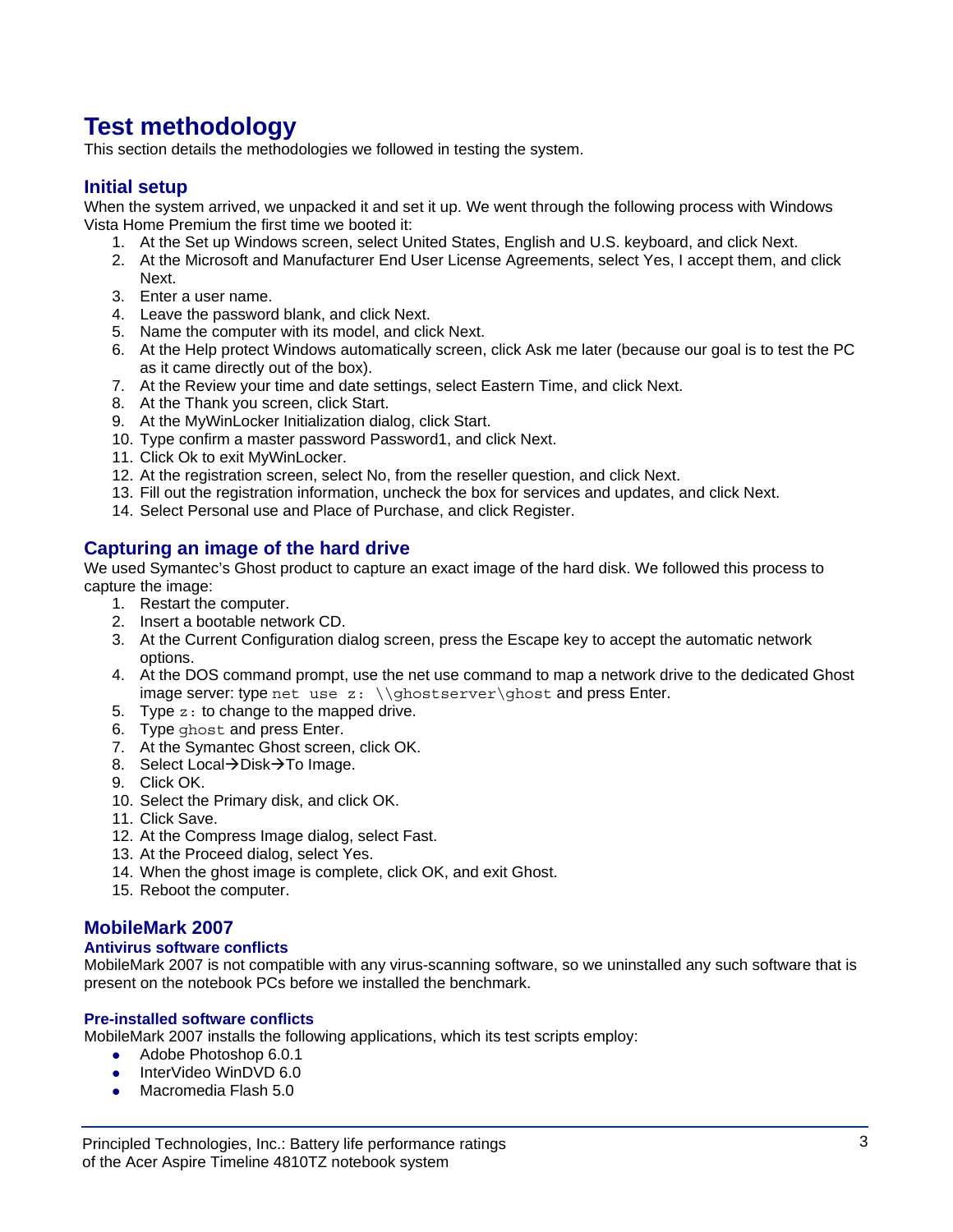# Test methodology

This section details the methodologies we followed in testing the system.

## Initial setup

When the system arrived, we unpacked it and set it up. We went through the following process with Windows Vista Home Premium the first time we booted it:

1. At the Set up Windows screen, select United States, English and U.S. keyboard, and click Next.
2. At the Microsoft and Manufacturer End User License Agreements, select Yes, I accept them, and click Next.
3. Enter a user name.
4. Leave the password blank, and click Next.
5. Name the computer with its model, and click Next.
6. At the Help protect Windows automatically screen, click Ask me later (because our goal is to test the PC as it came directly out of the box).
7. At the Review your time and date settings, select Eastern Time, and click Next.
8. At the Thank you screen, click Start.
9. At the MyWinLocker Initialization dialog, click Start.
10. Type confirm a master password Password1, and click Next.
11. Click Ok to exit MyWinLocker.
12. At the registration screen, select No, from the reseller question, and click Next.
13. Fill out the registration information, uncheck the box for services and updates, and click Next.
14. Select Personal use and Place of Purchase, and click Register.

## Capturing an image of the hard drive

We used Symantec's Ghost product to capture an exact image of the hard disk. We followed this process to capture the image:

1. Restart the computer.
2. Insert a bootable network CD.
3. At the Current Configuration dialog screen, press the Escape key to accept the automatic network options.
4. At the DOS command prompt, use the net use command to map a network drive to the dedicated Ghost image server: type `net use z: \\ghostserver\ghost` and press Enter.
5. Type `z:` to change to the mapped drive.
6. Type `ghost` and press Enter.
7. At the Symantec Ghost screen, click OK.
8. Select Local→Disk→To Image.
9. Click OK.
10. Select the Primary disk, and click OK.
11. Click Save.
12. At the Compress Image dialog, select Fast.
13. At the Proceed dialog, select Yes.
14. When the ghost image is complete, click OK, and exit Ghost.
15. Reboot the computer.

## MobileMark 2007

### Antivirus software conflicts

MobileMark 2007 is not compatible with any virus-scanning software, so we uninstalled any such software that is present on the notebook PCs before we installed the benchmark.

### Pre-installed software conflicts

MobileMark 2007 installs the following applications, which its test scripts employ:

- Adobe Photoshop 6.0.1
- InterVideo WinDVD 6.0
- Macromedia Flash 5.0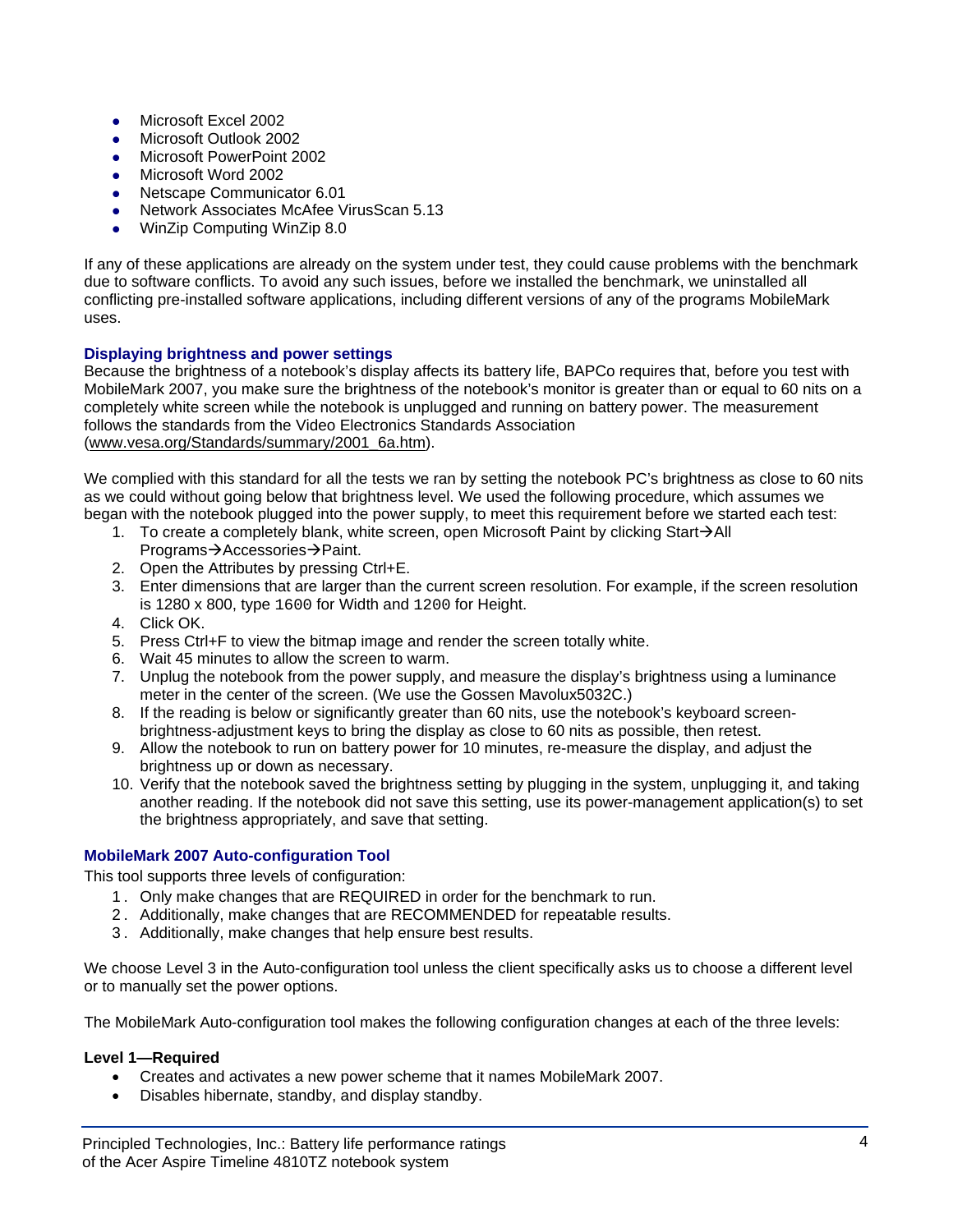- Microsoft Excel 2002
- Microsoft Outlook 2002
- Microsoft PowerPoint 2002
- Microsoft Word 2002
- Netscape Communicator 6.01
- Network Associates McAfee VirusScan 5.13
- WinZip Computing WinZip 8.0

If any of these applications are already on the system under test, they could cause problems with the benchmark due to software conflicts. To avoid any such issues, before we installed the benchmark, we uninstalled all conflicting pre-installed software applications, including different versions of any of the programs MobileMark uses.

### Displaying brightness and power settings

Because the brightness of a notebook's display affects its battery life, BAPCo requires that, before you test with MobileMark 2007, you make sure the brightness of the notebook's monitor is greater than or equal to 60 nits on a completely white screen while the notebook is unplugged and running on battery power. The measurement follows the standards from the Video Electronics Standards Association (www.vesa.org/Standards/summary/2001_6a.htm).

We complied with this standard for all the tests we ran by setting the notebook PC's brightness as close to 60 nits as we could without going below that brightness level. We used the following procedure, which assumes we began with the notebook plugged into the power supply, to meet this requirement before we started each test:

1. To create a completely blank, white screen, open Microsoft Paint by clicking Start→All Programs→Accessories→Paint.
2. Open the Attributes by pressing Ctrl+E.
3. Enter dimensions that are larger than the current screen resolution. For example, if the screen resolution is 1280 x 800, type `1600` for Width and `1200` for Height.
4. Click OK.
5. Press Ctrl+F to view the bitmap image and render the screen totally white.
6. Wait 45 minutes to allow the screen to warm.
7. Unplug the notebook from the power supply, and measure the display's brightness using a luminance meter in the center of the screen. (We use the Gossen Mavolux5032C.)
8. If the reading is below or significantly greater than 60 nits, use the notebook's keyboard screen-brightness-adjustment keys to bring the display as close to 60 nits as possible, then retest.
9. Allow the notebook to run on battery power for 10 minutes, re-measure the display, and adjust the brightness up or down as necessary.
10. Verify that the notebook saved the brightness setting by plugging in the system, unplugging it, and taking another reading. If the notebook did not save this setting, use its power-management application(s) to set the brightness appropriately, and save that setting.

### MobileMark 2007 Auto-configuration Tool

This tool supports three levels of configuration:

1. Only make changes that are REQUIRED in order for the benchmark to run.
2. Additionally, make changes that are RECOMMENDED for repeatable results.
3. Additionally, make changes that help ensure best results.

We choose Level 3 in the Auto-configuration tool unless the client specifically asks us to choose a different level or to manually set the power options.

The MobileMark Auto-configuration tool makes the following configuration changes at each of the three levels:

**Level 1—Required**

- Creates and activates a new power scheme that it names MobileMark 2007.
- Disables hibernate, standby, and display standby.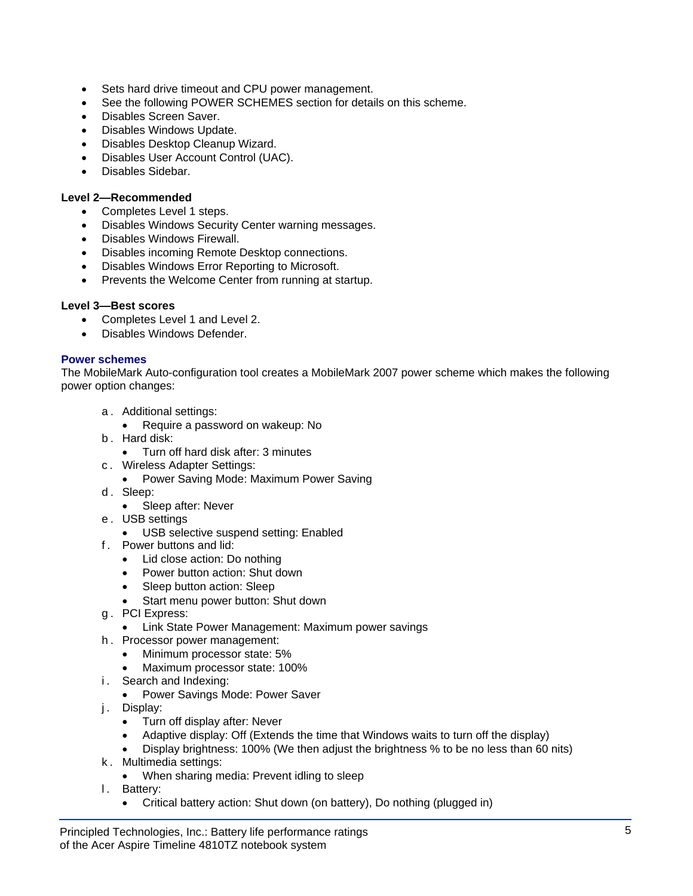- Sets hard drive timeout and CPU power management.
- See the following POWER SCHEMES section for details on this scheme.
- Disables Screen Saver.
- Disables Windows Update.
- Disables Desktop Cleanup Wizard.
- Disables User Account Control (UAC).
- Disables Sidebar.

**Level 2—Recommended**

- Completes Level 1 steps.
- Disables Windows Security Center warning messages.
- Disables Windows Firewall.
- Disables incoming Remote Desktop connections.
- Disables Windows Error Reporting to Microsoft.
- Prevents the Welcome Center from running at startup.

**Level 3—Best scores**

- Completes Level 1 and Level 2.
- Disables Windows Defender.

### Power schemes

The MobileMark Auto-configuration tool creates a MobileMark 2007 power scheme which makes the following power option changes:

a. Additional settings:
   - Require a password on wakeup: No

b. Hard disk:
   - Turn off hard disk after: 3 minutes

c. Wireless Adapter Settings:
   - Power Saving Mode: Maximum Power Saving

d. Sleep:
   - Sleep after: Never

e. USB settings
   - USB selective suspend setting: Enabled

f. Power buttons and lid:
   - Lid close action: Do nothing
   - Power button action: Shut down
   - Sleep button action: Sleep
   - Start menu power button: Shut down

g. PCI Express:
   - Link State Power Management: Maximum power savings

h. Processor power management:
   - Minimum processor state: 5%
   - Maximum processor state: 100%

i. Search and Indexing:
   - Power Savings Mode: Power Saver

j. Display:
   - Turn off display after: Never
   - Adaptive display: Off (Extends the time that Windows waits to turn off the display)
   - Display brightness: 100% (We then adjust the brightness % to be no less than 60 nits)

k. Multimedia settings:
   - When sharing media: Prevent idling to sleep

l. Battery:
   - Critical battery action: Shut down (on battery), Do nothing (plugged in)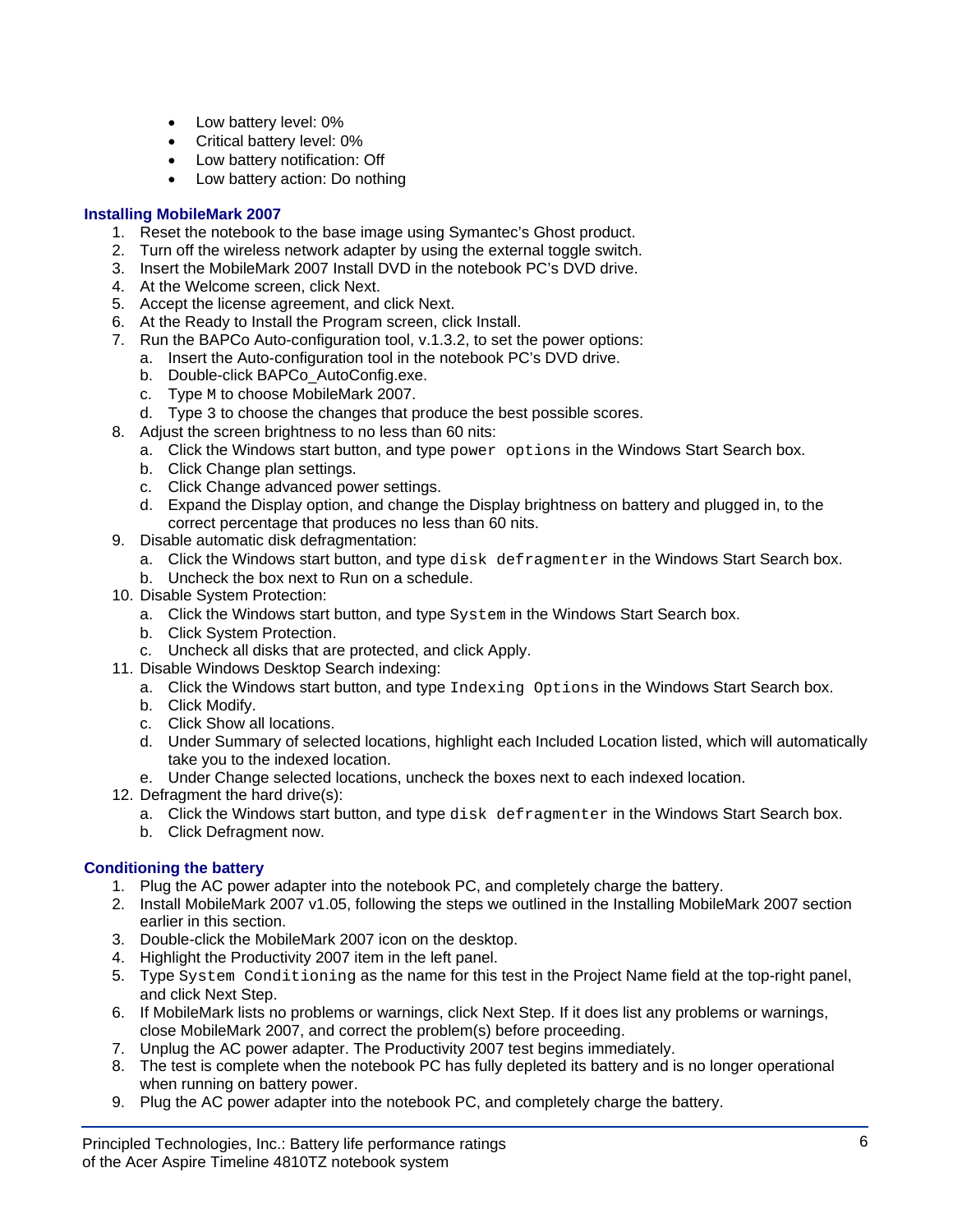- Low battery level: 0%
- Critical battery level: 0%
- Low battery notification: Off
- Low battery action: Do nothing

### Installing MobileMark 2007

1. Reset the notebook to the base image using Symantec's Ghost product.
2. Turn off the wireless network adapter by using the external toggle switch.
3. Insert the MobileMark 2007 Install DVD in the notebook PC's DVD drive.
4. At the Welcome screen, click Next.
5. Accept the license agreement, and click Next.
6. At the Ready to Install the Program screen, click Install.
7. Run the BAPCo Auto-configuration tool, v.1.3.2, to set the power options:
   a. Insert the Auto-configuration tool in the notebook PC's DVD drive.
   b. Double-click BAPCo_AutoConfig.exe.
   c. Type `M` to choose MobileMark 2007.
   d. Type 3 to choose the changes that produce the best possible scores.
8. Adjust the screen brightness to no less than 60 nits:
   a. Click the Windows start button, and type `power options` in the Windows Start Search box.
   b. Click Change plan settings.
   c. Click Change advanced power settings.
   d. Expand the Display option, and change the Display brightness on battery and plugged in, to the correct percentage that produces no less than 60 nits.
9. Disable automatic disk defragmentation:
   a. Click the Windows start button, and type `disk defragmenter` in the Windows Start Search box.
   b. Uncheck the box next to Run on a schedule.
10. Disable System Protection:
    a. Click the Windows start button, and type `System` in the Windows Start Search box.
    b. Click System Protection.
    c. Uncheck all disks that are protected, and click Apply.
11. Disable Windows Desktop Search indexing:
    a. Click the Windows start button, and type `Indexing Options` in the Windows Start Search box.
    b. Click Modify.
    c. Click Show all locations.
    d. Under Summary of selected locations, highlight each Included Location listed, which will automatically take you to the indexed location.
    e. Under Change selected locations, uncheck the boxes next to each indexed location.
12. Defragment the hard drive(s):
    a. Click the Windows start button, and type `disk defragmenter` in the Windows Start Search box.
    b. Click Defragment now.

### Conditioning the battery

1. Plug the AC power adapter into the notebook PC, and completely charge the battery.
2. Install MobileMark 2007 v1.05, following the steps we outlined in the Installing MobileMark 2007 section earlier in this section.
3. Double-click the MobileMark 2007 icon on the desktop.
4. Highlight the Productivity 2007 item in the left panel.
5. Type `System Conditioning` as the name for this test in the Project Name field at the top-right panel, and click Next Step.
6. If MobileMark lists no problems or warnings, click Next Step. If it does list any problems or warnings, close MobileMark 2007, and correct the problem(s) before proceeding.
7. Unplug the AC power adapter. The Productivity 2007 test begins immediately.
8. The test is complete when the notebook PC has fully depleted its battery and is no longer operational when running on battery power.
9. Plug the AC power adapter into the notebook PC, and completely charge the battery.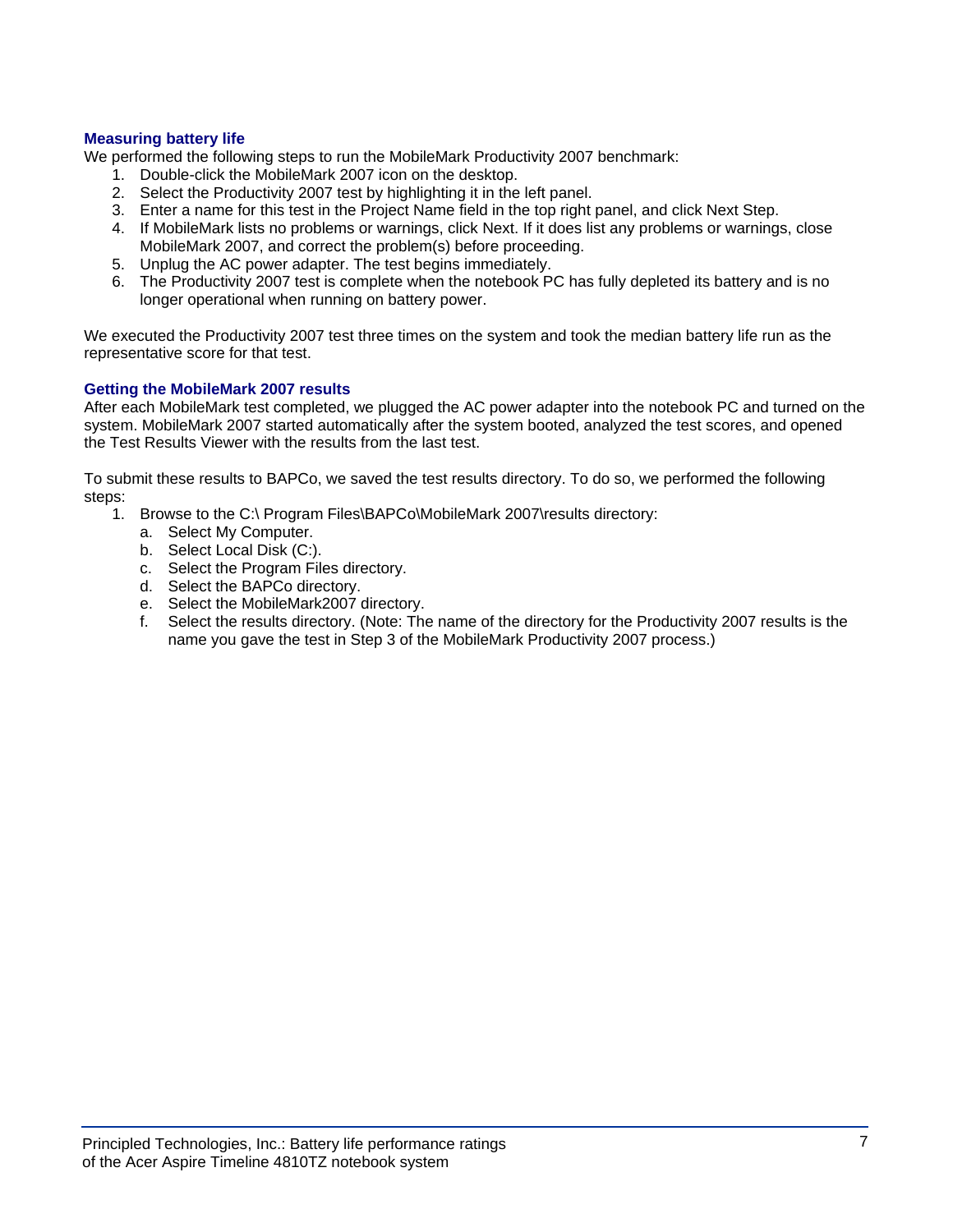### Measuring battery life

We performed the following steps to run the MobileMark Productivity 2007 benchmark:

1. Double-click the MobileMark 2007 icon on the desktop.
2. Select the Productivity 2007 test by highlighting it in the left panel.
3. Enter a name for this test in the Project Name field in the top right panel, and click Next Step.
4. If MobileMark lists no problems or warnings, click Next. If it does list any problems or warnings, close MobileMark 2007, and correct the problem(s) before proceeding.
5. Unplug the AC power adapter. The test begins immediately.
6. The Productivity 2007 test is complete when the notebook PC has fully depleted its battery and is no longer operational when running on battery power.

We executed the Productivity 2007 test three times on the system and took the median battery life run as the representative score for that test.

### Getting the MobileMark 2007 results

After each MobileMark test completed, we plugged the AC power adapter into the notebook PC and turned on the system. MobileMark 2007 started automatically after the system booted, analyzed the test scores, and opened the Test Results Viewer with the results from the last test.

To submit these results to BAPCo, we saved the test results directory. To do so, we performed the following steps:

1. Browse to the C:\ Program Files\BAPCo\MobileMark 2007\results directory:
   a. Select My Computer.
   b. Select Local Disk (C:).
   c. Select the Program Files directory.
   d. Select the BAPCo directory.
   e. Select the MobileMark2007 directory.
   f. Select the results directory. (Note: The name of the directory for the Productivity 2007 results is the name you gave the test in Step 3 of the MobileMark Productivity 2007 process.)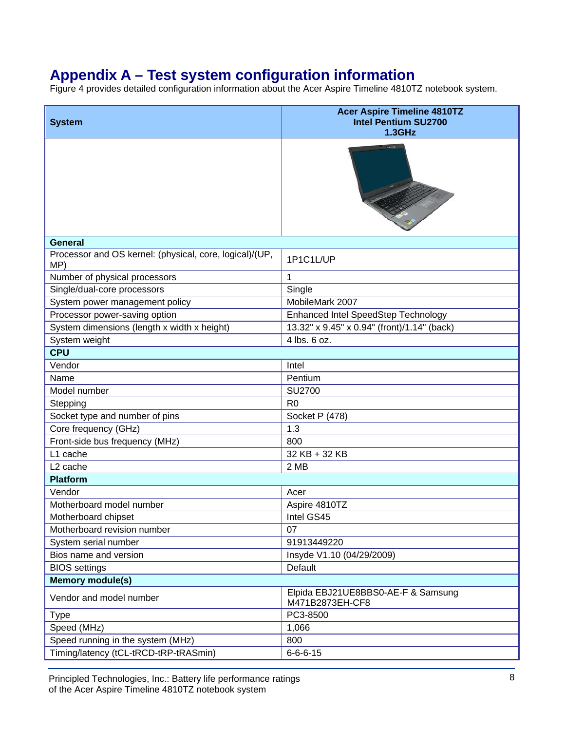# Appendix A – Test system configuration information

Figure 4 provides detailed configuration information about the Acer Aspire Timeline 4810TZ notebook system.

| System | Acer Aspire Timeline 4810TZ Intel Pentium SU2700 1.3GHz |
|---|---|
| **General** | |
| Processor and OS kernel: (physical, core, logical)/(UP, MP) | 1P1C1L/UP |
| Number of physical processors | 1 |
| Single/dual-core processors | Single |
| System power management policy | MobileMark 2007 |
| Processor power-saving option | Enhanced Intel SpeedStep Technology |
| System dimensions (length x width x height) | 13.32" x 9.45" x 0.94" (front)/1.14" (back) |
| System weight | 4 lbs. 6 oz. |
| **CPU** | |
| Vendor | Intel |
| Name | Pentium |
| Model number | SU2700 |
| Stepping | R0 |
| Socket type and number of pins | Socket P (478) |
| Core frequency (GHz) | 1.3 |
| Front-side bus frequency (MHz) | 800 |
| L1 cache | 32 KB + 32 KB |
| L2 cache | 2 MB |
| **Platform** | |
| Vendor | Acer |
| Motherboard model number | Aspire 4810TZ |
| Motherboard chipset | Intel GS45 |
| Motherboard revision number | 07 |
| System serial number | 91913449220 |
| Bios name and version | Insyde V1.10 (04/29/2009) |
| BIOS settings | Default |
| **Memory module(s)** | |
| Vendor and model number | Elpida EBJ21UE8BBS0-AE-F & Samsung M471B2873EH-CF8 |
| Type | PC3-8500 |
| Speed (MHz) | 1,066 |
| Speed running in the system (MHz) | 800 |
| Timing/latency (tCL-tRCD-tRP-tRASmin) | 6-6-6-15 |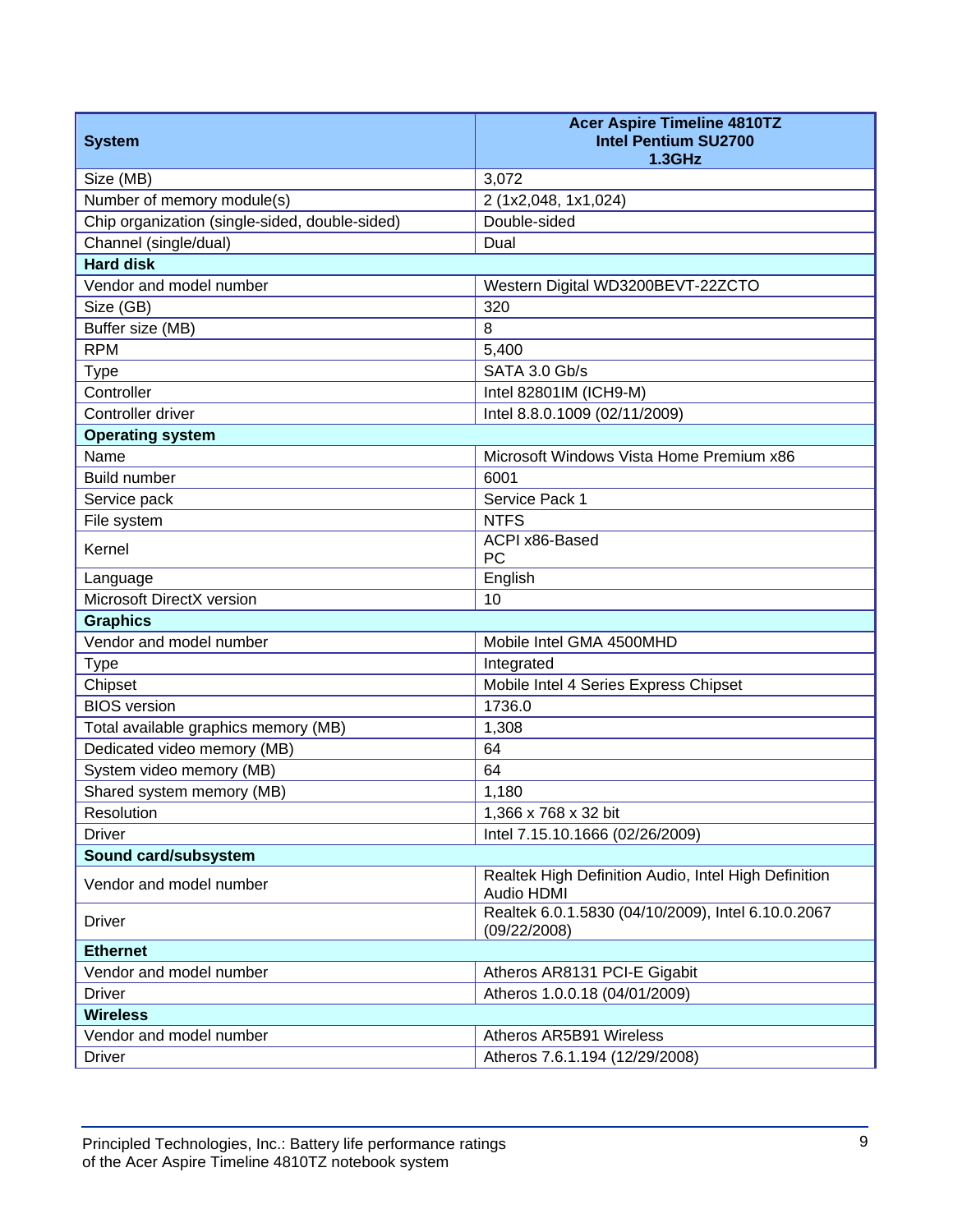| System | Acer Aspire Timeline 4810TZ Intel Pentium SU2700 1.3GHz |
|---|---|
| Size (MB) | 3,072 |
| Number of memory module(s) | 2 (1x2,048, 1x1,024) |
| Chip organization (single-sided, double-sided) | Double-sided |
| Channel (single/dual) | Dual |
| **Hard disk** | |
| Vendor and model number | Western Digital WD3200BEVT-22ZCTO |
| Size (GB) | 320 |
| Buffer size (MB) | 8 |
| RPM | 5,400 |
| Type | SATA 3.0 Gb/s |
| Controller | Intel 82801IM (ICH9-M) |
| Controller driver | Intel 8.8.0.1009 (02/11/2009) |
| **Operating system** | |
| Name | Microsoft Windows Vista Home Premium x86 |
| Build number | 6001 |
| Service pack | Service Pack 1 |
| File system | NTFS |
| Kernel | ACPI x86-Based PC |
| Language | English |
| Microsoft DirectX version | 10 |
| **Graphics** | |
| Vendor and model number | Mobile Intel GMA 4500MHD |
| Type | Integrated |
| Chipset | Mobile Intel 4 Series Express Chipset |
| BIOS version | 1736.0 |
| Total available graphics memory (MB) | 1,308 |
| Dedicated video memory (MB) | 64 |
| System video memory (MB) | 64 |
| Shared system memory (MB) | 1,180 |
| Resolution | 1,366 x 768 x 32 bit |
| Driver | Intel 7.15.10.1666 (02/26/2009) |
| **Sound card/subsystem** | |
| Vendor and model number | Realtek High Definition Audio, Intel High Definition Audio HDMI |
| Driver | Realtek 6.0.1.5830 (04/10/2009), Intel 6.10.0.2067 (09/22/2008) |
| **Ethernet** | |
| Vendor and model number | Atheros AR8131 PCI-E Gigabit |
| Driver | Atheros 1.0.0.18 (04/01/2009) |
| **Wireless** | |
| Vendor and model number | Atheros AR5B91 Wireless |
| Driver | Atheros 7.6.1.194 (12/29/2008) |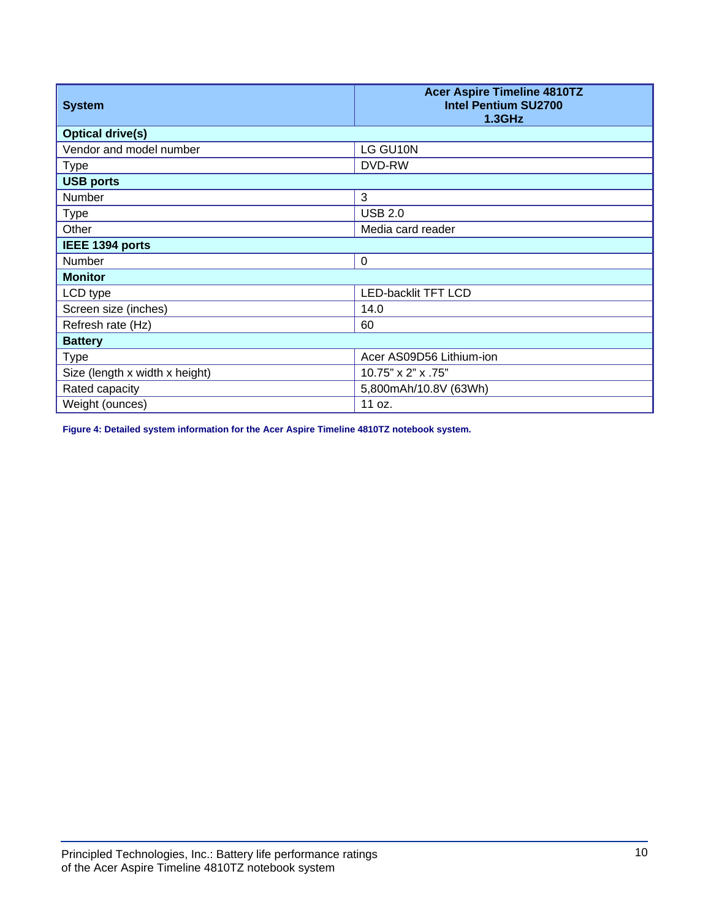| System | Acer Aspire Timeline 4810TZ Intel Pentium SU2700 1.3GHz |
|---|---|
| **Optical drive(s)** | |
| Vendor and model number | LG GU10N |
| Type | DVD-RW |
| **USB ports** | |
| Number | 3 |
| Type | USB 2.0 |
| Other | Media card reader |
| **IEEE 1394 ports** | |
| Number | 0 |
| **Monitor** | |
| LCD type | LED-backlit TFT LCD |
| Screen size (inches) | 14.0 |
| Refresh rate (Hz) | 60 |
| **Battery** | |
| Type | Acer AS09D56 Lithium-ion |
| Size (length x width x height) | 10.75" x 2" x .75" |
| Rated capacity | 5,800mAh/10.8V (63Wh) |
| Weight (ounces) | 11 oz. |

**Figure 4: Detailed system information for the Acer Aspire Timeline 4810TZ notebook system.**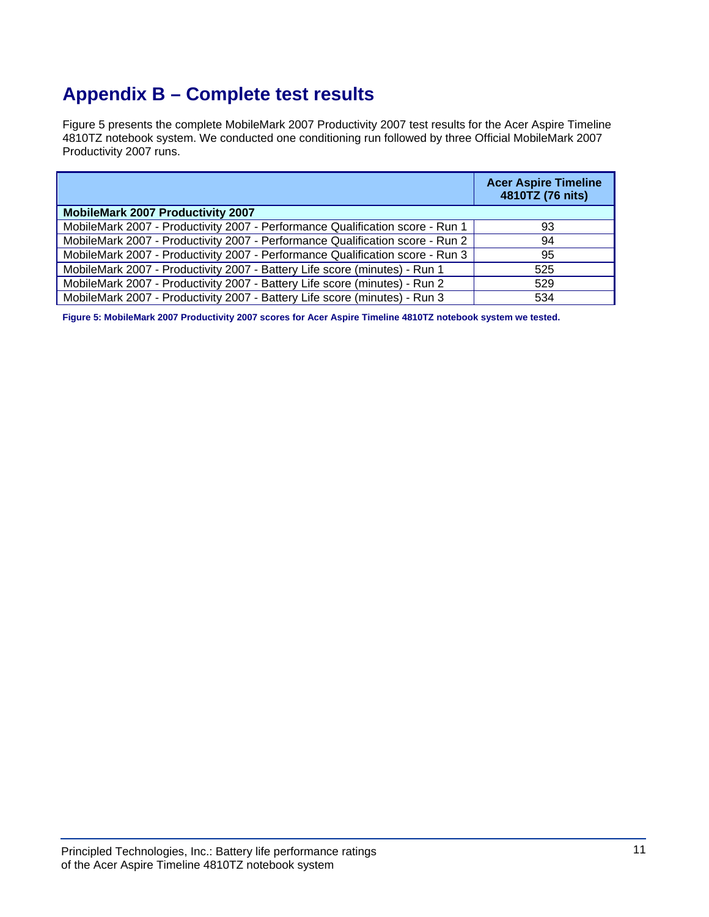# Appendix B – Complete test results

Figure 5 presents the complete MobileMark 2007 Productivity 2007 test results for the Acer Aspire Timeline 4810TZ notebook system. We conducted one conditioning run followed by three Official MobileMark 2007 Productivity 2007 runs.

| | Acer Aspire Timeline 4810TZ (76 nits) |
|---|---|
| **MobileMark 2007 Productivity 2007** | |
| MobileMark 2007 - Productivity 2007 - Performance Qualification score - Run 1 | 93 |
| MobileMark 2007 - Productivity 2007 - Performance Qualification score - Run 2 | 94 |
| MobileMark 2007 - Productivity 2007 - Performance Qualification score - Run 3 | 95 |
| MobileMark 2007 - Productivity 2007 - Battery Life score (minutes) - Run 1 | 525 |
| MobileMark 2007 - Productivity 2007 - Battery Life score (minutes) - Run 2 | 529 |
| MobileMark 2007 - Productivity 2007 - Battery Life score (minutes) - Run 3 | 534 |

**Figure 5: MobileMark 2007 Productivity 2007 scores for Acer Aspire Timeline 4810TZ notebook system we tested.**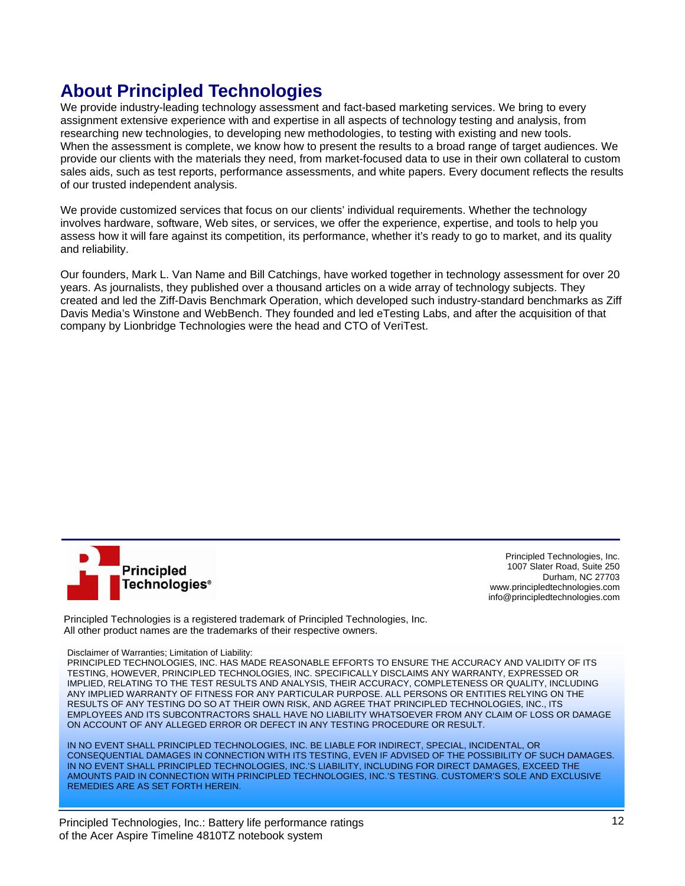## About Principled Technologies

We provide industry-leading technology assessment and fact-based marketing services. We bring to every assignment extensive experience with and expertise in all aspects of technology testing and analysis, from researching new technologies, to developing new methodologies, to testing with existing and new tools.
When the assessment is complete, we know how to present the results to a broad range of target audiences. We provide our clients with the materials they need, from market-focused data to use in their own collateral to custom sales aids, such as test reports, performance assessments, and white papers. Every document reflects the results of our trusted independent analysis.

We provide customized services that focus on our clients' individual requirements. Whether the technology involves hardware, software, Web sites, or services, we offer the experience, expertise, and tools to help you assess how it will fare against its competition, its performance, whether it's ready to go to market, and its quality and reliability.

Our founders, Mark L. Van Name and Bill Catchings, have worked together in technology assessment for over 20 years. As journalists, they published over a thousand articles on a wide array of technology subjects. They created and led the Ziff-Davis Benchmark Operation, which developed such industry-standard benchmarks as Ziff Davis Media's Winstone and WebBench. They founded and led eTesting Labs, and after the acquisition of that company by Lionbridge Technologies were the head and CTO of VeriTest.

Principled Technologies®

Principled Technologies, Inc.
1007 Slater Road, Suite 250
Durham, NC 27703
www.principledtechnologies.com
info@principledtechnologies.com

Principled Technologies is a registered trademark of Principled Technologies, Inc.
All other product names are the trademarks of their respective owners.

Disclaimer of Warranties; Limitation of Liability:
PRINCIPLED TECHNOLOGIES, INC. HAS MADE REASONABLE EFFORTS TO ENSURE THE ACCURACY AND VALIDITY OF ITS TESTING, HOWEVER, PRINCIPLED TECHNOLOGIES, INC. SPECIFICALLY DISCLAIMS ANY WARRANTY, EXPRESSED OR IMPLIED, RELATING TO THE TEST RESULTS AND ANALYSIS, THEIR ACCURACY, COMPLETENESS OR QUALITY, INCLUDING ANY IMPLIED WARRANTY OF FITNESS FOR ANY PARTICULAR PURPOSE. ALL PERSONS OR ENTITIES RELYING ON THE RESULTS OF ANY TESTING DO SO AT THEIR OWN RISK, AND AGREE THAT PRINCIPLED TECHNOLOGIES, INC., ITS EMPLOYEES AND ITS SUBCONTRACTORS SHALL HAVE NO LIABILITY WHATSOEVER FROM ANY CLAIM OF LOSS OR DAMAGE ON ACCOUNT OF ANY ALLEGED ERROR OR DEFECT IN ANY TESTING PROCEDURE OR RESULT.

IN NO EVENT SHALL PRINCIPLED TECHNOLOGIES, INC. BE LIABLE FOR INDIRECT, SPECIAL, INCIDENTAL, OR CONSEQUENTIAL DAMAGES IN CONNECTION WITH ITS TESTING, EVEN IF ADVISED OF THE POSSIBILITY OF SUCH DAMAGES. IN NO EVENT SHALL PRINCIPLED TECHNOLOGIES, INC.'S LIABILITY, INCLUDING FOR DIRECT DAMAGES, EXCEED THE AMOUNTS PAID IN CONNECTION WITH PRINCIPLED TECHNOLOGIES, INC.'S TESTING. CUSTOMER'S SOLE AND EXCLUSIVE REMEDIES ARE AS SET FORTH HEREIN.